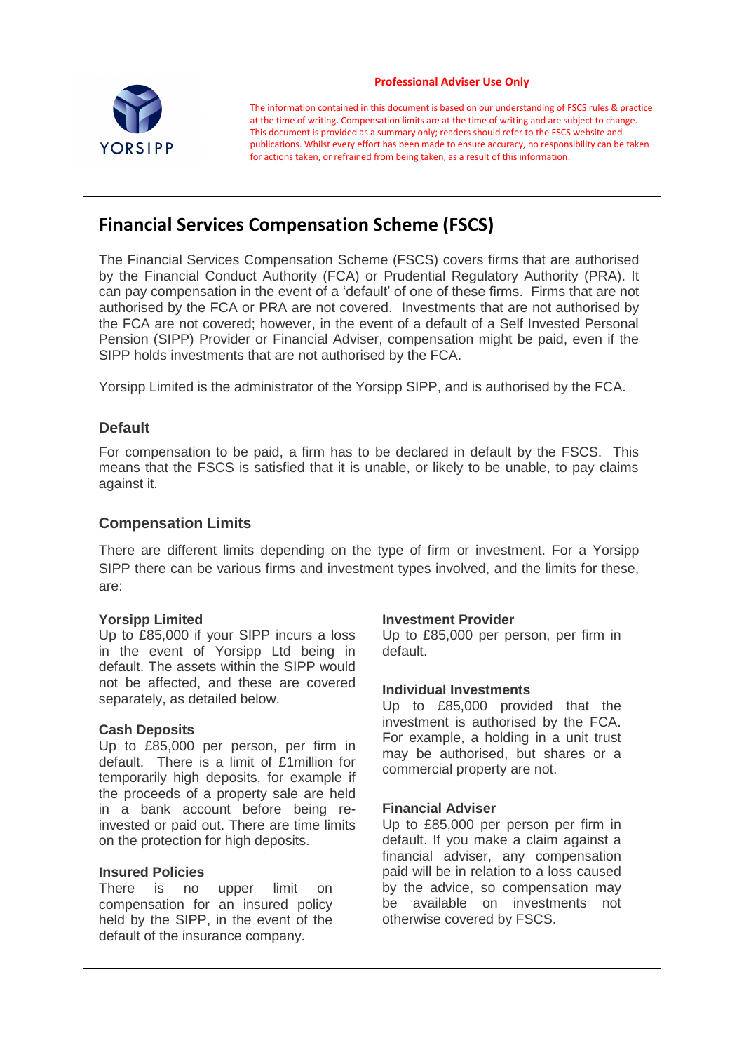YORSIPP

**Professional Adviser Use Only**

The information contained in this document is based on our understanding of FSCS rules & practice at the time of writing. Compensation limits are at the time of writing and are subject to change. This document is provided as a summary only; readers should refer to the FSCS website and publications. Whilst every effort has been made to ensure accuracy, no responsibility can be taken for actions taken, or refrained from being taken, as a result of this information.

# Financial Services Compensation Scheme (FSCS)

The Financial Services Compensation Scheme (FSCS) covers firms that are authorised by the Financial Conduct Authority (FCA) or Prudential Regulatory Authority (PRA). It can pay compensation in the event of a 'default' of one of these firms. Firms that are not authorised by the FCA or PRA are not covered. Investments that are not authorised by the FCA are not covered; however, in the event of a default of a Self Invested Personal Pension (SIPP) Provider or Financial Adviser, compensation might be paid, even if the SIPP holds investments that are not authorised by the FCA.

Yorsipp Limited is the administrator of the Yorsipp SIPP, and is authorised by the FCA.

## Default

For compensation to be paid, a firm has to be declared in default by the FSCS. This means that the FSCS is satisfied that it is unable, or likely to be unable, to pay claims against it.

## Compensation Limits

There are different limits depending on the type of firm or investment. For a Yorsipp SIPP there can be various firms and investment types involved, and the limits for these, are:

**Yorsipp Limited**
Up to £85,000 if your SIPP incurs a loss in the event of Yorsipp Ltd being in default. The assets within the SIPP would not be affected, and these are covered separately, as detailed below.

**Cash Deposits**
Up to £85,000 per person, per firm in default. There is a limit of £1million for temporarily high deposits, for example if the proceeds of a property sale are held in a bank account before being re-invested or paid out. There are time limits on the protection for high deposits.

**Insured Policies**
There is no upper limit on compensation for an insured policy held by the SIPP, in the event of the default of the insurance company.

**Investment Provider**
Up to £85,000 per person, per firm in default.

**Individual Investments**
Up to £85,000 provided that the investment is authorised by the FCA. For example, a holding in a unit trust may be authorised, but shares or a commercial property are not.

**Financial Adviser**
Up to £85,000 per person per firm in default. If you make a claim against a financial adviser, any compensation paid will be in relation to a loss caused by the advice, so compensation may be available on investments not otherwise covered by FSCS.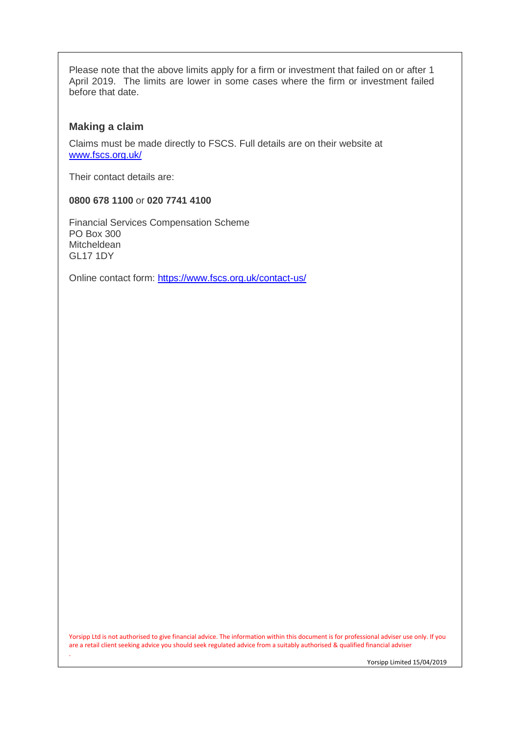Please note that the above limits apply for a firm or investment that failed on or after 1 April 2019. The limits are lower in some cases where the firm or investment failed before that date.

## Making a claim

Claims must be made directly to FSCS. Full details are on their website at www.fscs.org.uk/

Their contact details are:

**0800 678 1100** or **020 7741 4100**

Financial Services Compensation Scheme
PO Box 300
Mitcheldean
GL17 1DY

Online contact form: https://www.fscs.org.uk/contact-us/

Yorsipp Ltd is not authorised to give financial advice. The information within this document is for professional adviser use only. If you are a retail client seeking advice you should seek regulated advice from a suitably authorised & qualified financial adviser

Yorsipp Limited 15/04/2019